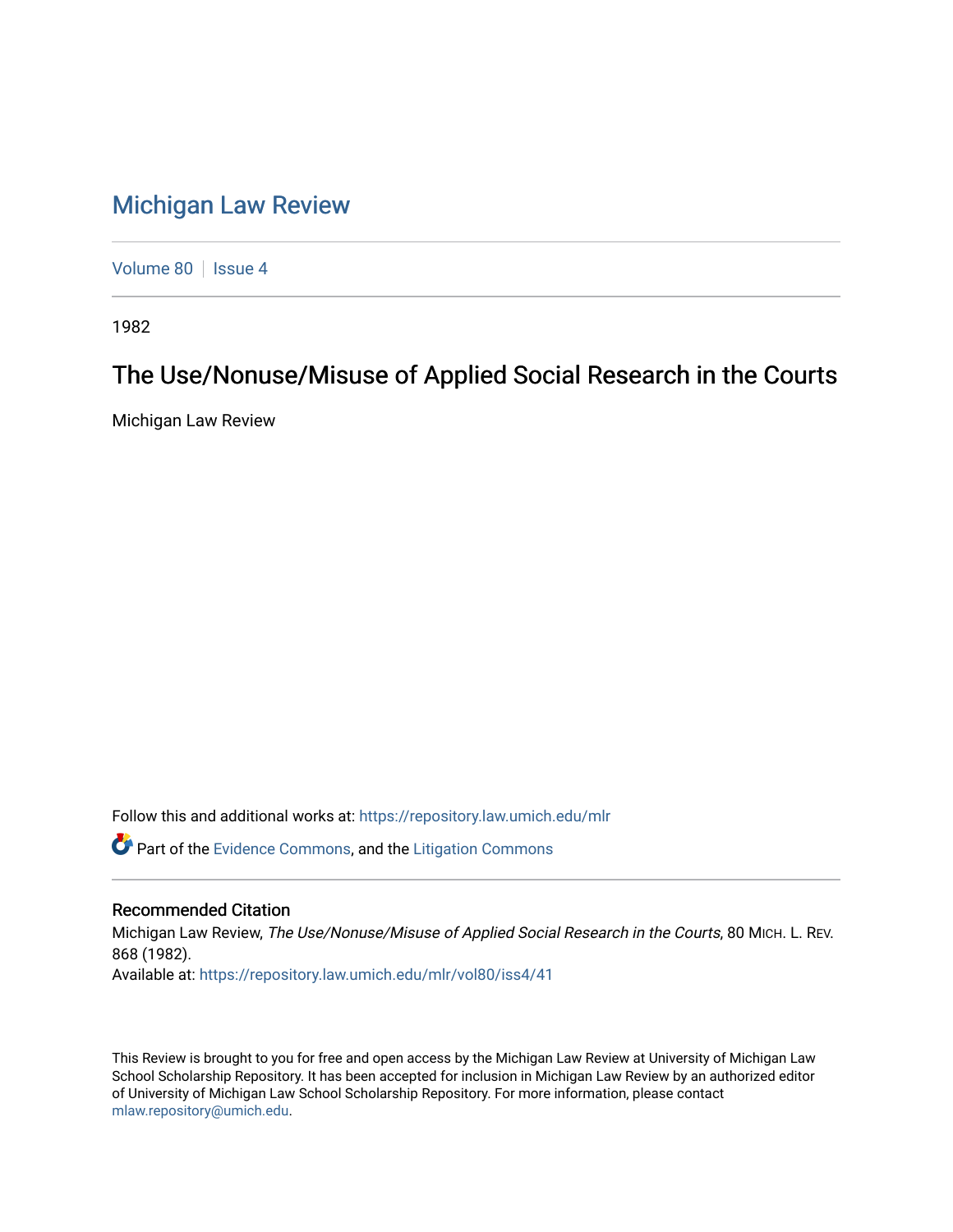# Michigan Law Review

Volume 80 | Issue 4

1982

## The Use/Nonuse/Misuse of Applied Social Research in the Courts

Michigan Law Review

Follow this and additional works at: https://repository.law.umich.edu/mlr

Part of the Evidence Commons, and the Litigation Commons

### Recommended Citation

Michigan Law Review, *The Use/Nonuse/Misuse of Applied Social Research in the Courts*, 80 MICH. L. REV. 868 (1982).

Available at: https://repository.law.umich.edu/mlr/vol80/iss4/41

This Review is brought to you for free and open access by the Michigan Law Review at University of Michigan Law School Scholarship Repository. It has been accepted for inclusion in Michigan Law Review by an authorized editor of University of Michigan Law School Scholarship Repository. For more information, please contact mlaw.repository@umich.edu.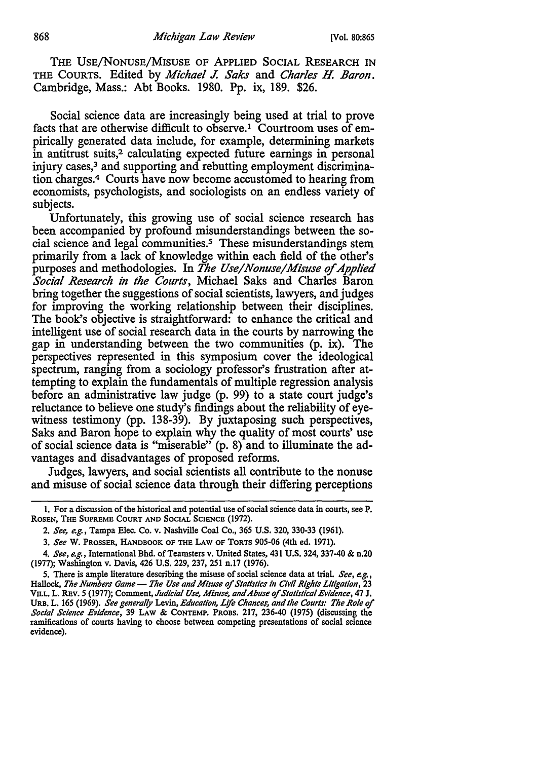THE USE/NONUSE/MISUSE OF APPLIED SOCIAL RESEARCH IN THE COURTS. Edited by *Michael J. Saks* and *Charles H. Baron*. Cambridge, Mass.: Abt Books. 1980. Pp. ix, 189. $26.

Social science data are increasingly being used at trial to prove facts that are otherwise difficult to observe.[1] Courtroom uses of empirically generated data include, for example, determining markets in antitrust suits,[2] calculating expected future earnings in personal injury cases,[3] and supporting and rebutting employment discrimination charges.[4] Courts have now become accustomed to hearing from economists, psychologists, and sociologists on an endless variety of subjects.

Unfortunately, this growing use of social science research has been accompanied by profound misunderstandings between the social science and legal communities.[5] These misunderstandings stem primarily from a lack of knowledge within each field of the other's purposes and methodologies. In *The Use/Nonuse/Misuse of Applied Social Research in the Courts*, Michael Saks and Charles Baron bring together the suggestions of social scientists, lawyers, and judges for improving the working relationship between their disciplines. The book's objective is straightforward: to enhance the critical and intelligent use of social research data in the courts by narrowing the gap in understanding between the two communities (p. ix). The perspectives represented in this symposium cover the ideological spectrum, ranging from a sociology professor's frustration after attempting to explain the fundamentals of multiple regression analysis before an administrative law judge (p. 99) to a state court judge's reluctance to believe one study's findings about the reliability of eyewitness testimony (pp. 138-39). By juxtaposing such perspectives, Saks and Baron hope to explain why the quality of most courts' use of social science data is "miserable" (p. 8) and to illuminate the advantages and disadvantages of proposed reforms.

Judges, lawyers, and social scientists all contribute to the nonuse and misuse of social science data through their differing perceptions

---

1. For a discussion of the historical and potential use of social science data in courts, see P. ROSEN, THE SUPREME COURT AND SOCIAL SCIENCE (1972).

2. *See, e.g.*, Tampa Elec. Co. v. Nashville Coal Co., 365 U.S. 320, 330-33 (1961).

3. *See* W. PROSSER, HANDBOOK OF THE LAW OF TORTS 905-06 (4th ed. 1971).

4. *See, e.g.*, International Bhd. of Teamsters v. United States, 431 U.S. 324, 337-40 & n.20 (1977); Washington v. Davis, 426 U.S. 229, 237, 251 n.17 (1976).

5. There is ample literature describing the misuse of social science data at trial. *See, e.g.*, Hallock, *The Numbers Game — The Use and Misuse of Statistics in Civil Rights Litigation*, 23 VILL. L. REV. 5 (1977); Comment, *Judicial Use, Misuse, and Abuse of Statistical Evidence*, 47 J. URB. L. 165 (1969). *See generally* Levin, *Education, Life Chances, and the Courts: The Role of Social Science Evidence*, 39 LAW & CONTEMP. PROBS. 217, 236-40 (1975) (discussing the ramifications of courts having to choose between competing presentations of social science evidence).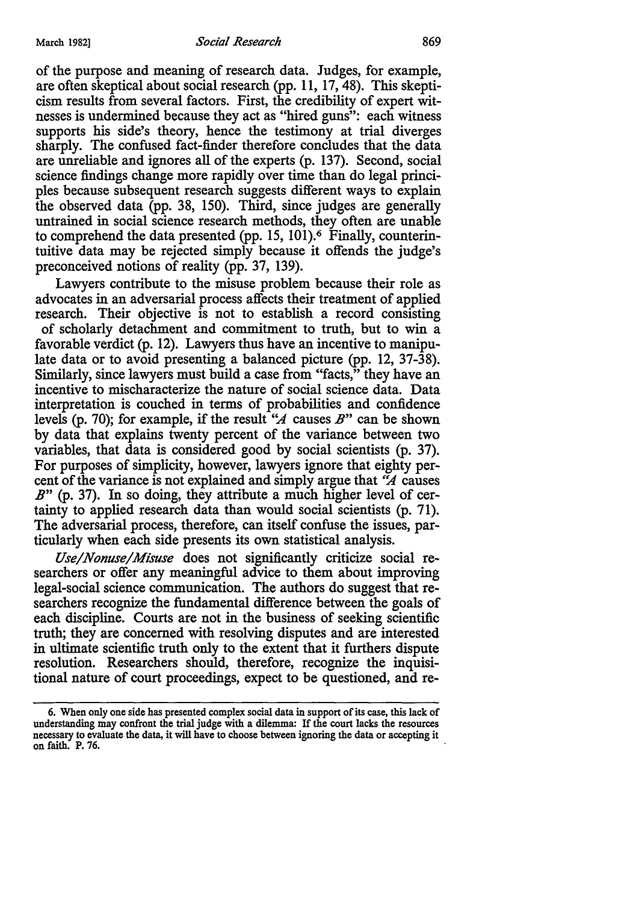of the purpose and meaning of research data. Judges, for example, are often skeptical about social research (pp. 11, 17, 48). This skepticism results from several factors. First, the credibility of expert witnesses is undermined because they act as "hired guns": each witness supports his side's theory, hence the testimony at trial diverges sharply. The confused fact-finder therefore concludes that the data are unreliable and ignores all of the experts (p. 137). Second, social science findings change more rapidly over time than do legal principles because subsequent research suggests different ways to explain the observed data (pp. 38, 150). Third, since judges are generally untrained in social science research methods, they often are unable to comprehend the data presented (pp. 15, 101).[6] Finally, counterintuitive data may be rejected simply because it offends the judge's preconceived notions of reality (pp. 37, 139).

Lawyers contribute to the misuse problem because their role as advocates in an adversarial process affects their treatment of applied research. Their objective is not to establish a record consisting of scholarly detachment and commitment to truth, but to win a favorable verdict (p. 12). Lawyers thus have an incentive to manipulate data or to avoid presenting a balanced picture (pp. 12, 37-38). Similarly, since lawyers must build a case from "facts," they have an incentive to mischaracterize the nature of social science data. Data interpretation is couched in terms of probabilities and confidence levels (p. 70); for example, if the result "*A* causes *B*" can be shown by data that explains twenty percent of the variance between two variables, that data is considered good by social scientists (p. 37). For purposes of simplicity, however, lawyers ignore that eighty percent of the variance is not explained and simply argue that "*A* causes *B*" (p. 37). In so doing, they attribute a much higher level of certainty to applied research data than would social scientists (p. 71). The adversarial process, therefore, can itself confuse the issues, particularly when each side presents its own statistical analysis.

*Use/Nonuse/Misuse* does not significantly criticize social researchers or offer any meaningful advice to them about improving legal-social science communication. The authors do suggest that researchers recognize the fundamental difference between the goals of each discipline. Courts are not in the business of seeking scientific truth; they are concerned with resolving disputes and are interested in ultimate scientific truth only to the extent that it furthers dispute resolution. Researchers should, therefore, recognize the inquisitional nature of court proceedings, expect to be questioned, and re-

---

6. When only one side has presented complex social data in support of its case, this lack of understanding may confront the trial judge with a dilemma: If the court lacks the resources necessary to evaluate the data, it will have to choose between ignoring the data or accepting it on faith. P. 76.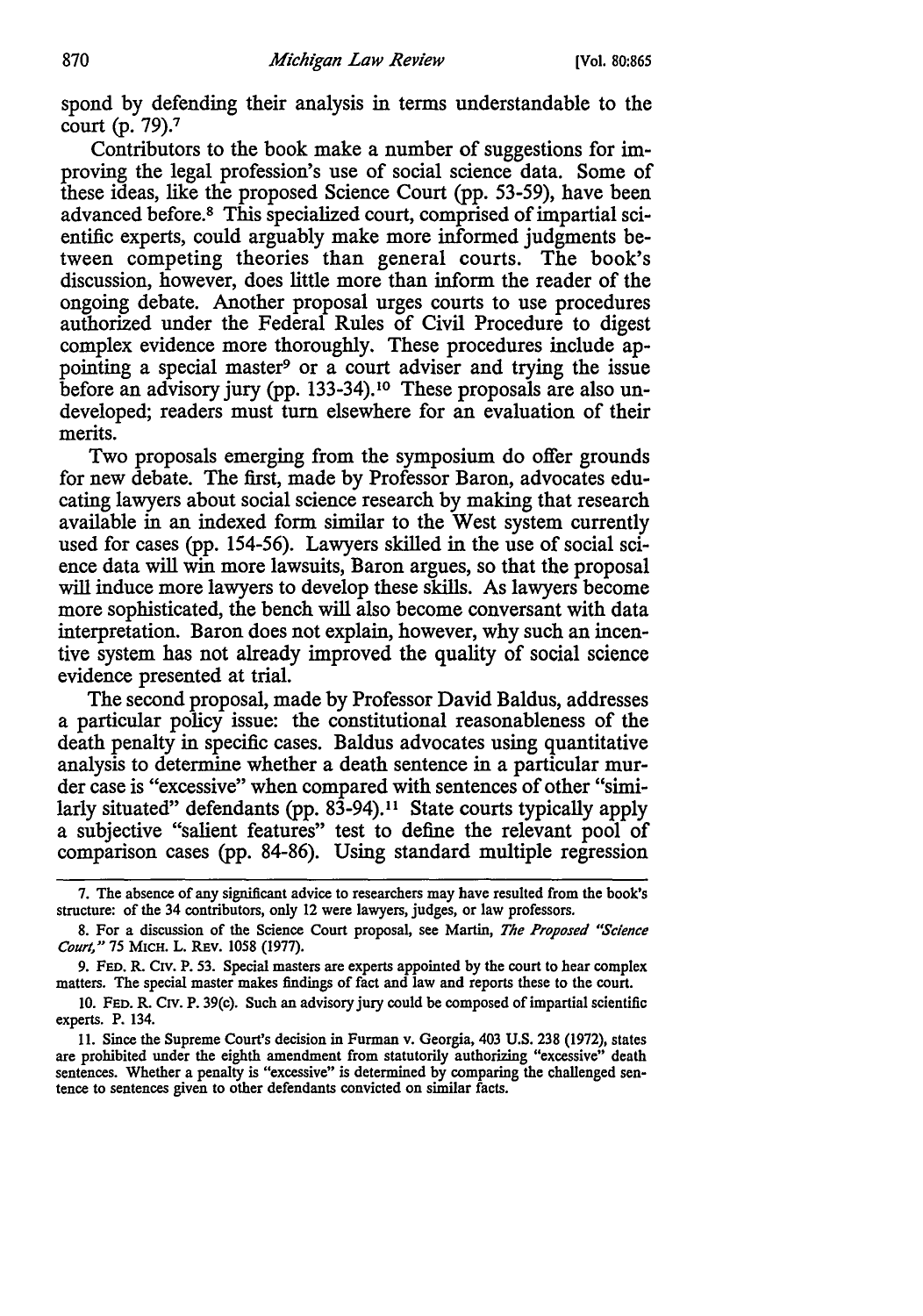spond by defending their analysis in terms understandable to the court (p. 79).[7]

Contributors to the book make a number of suggestions for improving the legal profession's use of social science data. Some of these ideas, like the proposed Science Court (pp. 53-59), have been advanced before.[8] This specialized court, comprised of impartial scientific experts, could arguably make more informed judgments between competing theories than general courts. The book's discussion, however, does little more than inform the reader of the ongoing debate. Another proposal urges courts to use procedures authorized under the Federal Rules of Civil Procedure to digest complex evidence more thoroughly. These procedures include appointing a special master[9] or a court adviser and trying the issue before an advisory jury (pp. 133-34).[10] These proposals are also undeveloped; readers must turn elsewhere for an evaluation of their merits.

Two proposals emerging from the symposium do offer grounds for new debate. The first, made by Professor Baron, advocates educating lawyers about social science research by making that research available in an indexed form similar to the West system currently used for cases (pp. 154-56). Lawyers skilled in the use of social science data will win more lawsuits, Baron argues, so that the proposal will induce more lawyers to develop these skills. As lawyers become more sophisticated, the bench will also become conversant with data interpretation. Baron does not explain, however, why such an incentive system has not already improved the quality of social science evidence presented at trial.

The second proposal, made by Professor David Baldus, addresses a particular policy issue: the constitutional reasonableness of the death penalty in specific cases. Baldus advocates using quantitative analysis to determine whether a death sentence in a particular murder case is "excessive" when compared with sentences of other "similarly situated" defendants (pp. 83-94).[11] State courts typically apply a subjective "salient features" test to define the relevant pool of comparison cases (pp. 84-86). Using standard multiple regression

---

7. The absence of any significant advice to researchers may have resulted from the book's structure: of the 34 contributors, only 12 were lawyers, judges, or law professors.

8. For a discussion of the Science Court proposal, see Martin, *The Proposed "Science Court,"* 75 MICH. L. REV. 1058 (1977).

9. FED. R. CIV. P. 53. Special masters are experts appointed by the court to hear complex matters. The special master makes findings of fact and law and reports these to the court.

10. FED. R. CIV. P. 39(c). Such an advisory jury could be composed of impartial scientific experts. P. 134.

11. Since the Supreme Court's decision in Furman v. Georgia, 403 U.S. 238 (1972), states are prohibited under the eighth amendment from statutorily authorizing "excessive" death sentences. Whether a penalty is "excessive" is determined by comparing the challenged sentence to sentences given to other defendants convicted on similar facts.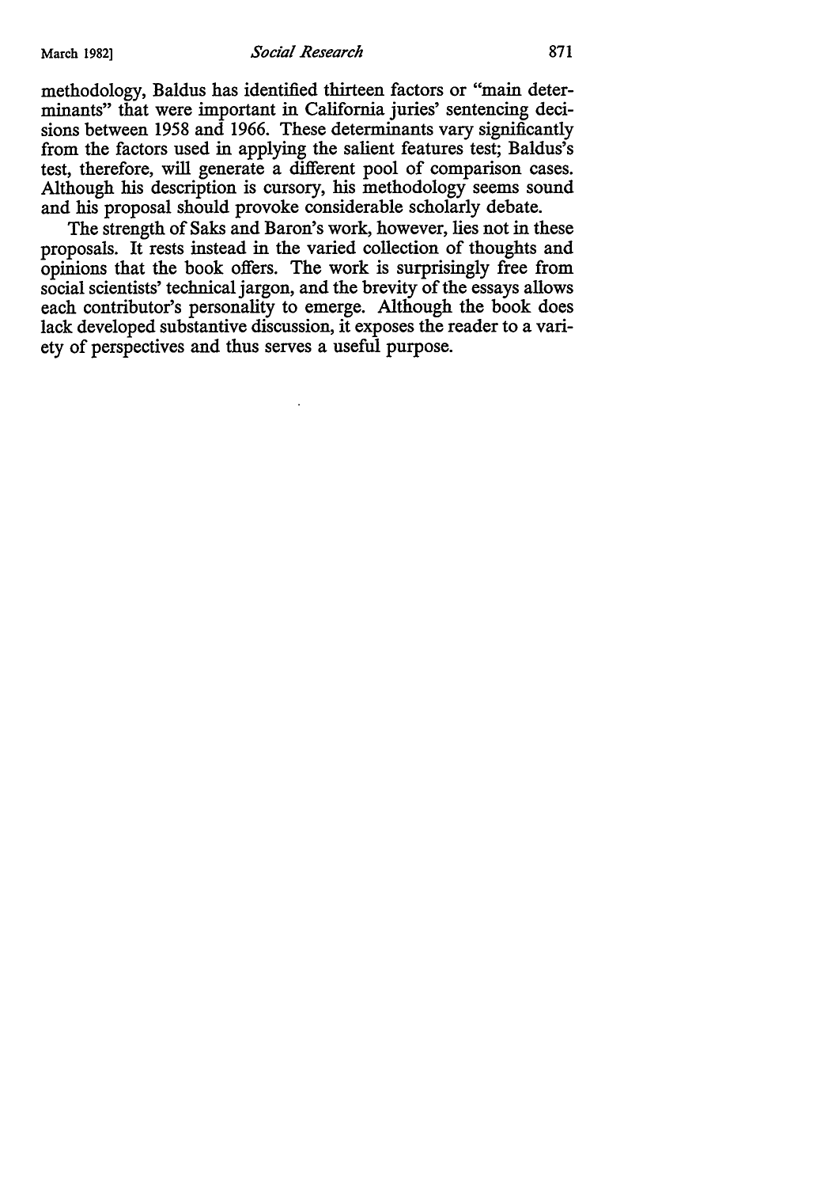methodology, Baldus has identified thirteen factors or "main determinants" that were important in California juries' sentencing decisions between 1958 and 1966. These determinants vary significantly from the factors used in applying the salient features test; Baldus's test, therefore, will generate a different pool of comparison cases. Although his description is cursory, his methodology seems sound and his proposal should provoke considerable scholarly debate.

The strength of Saks and Baron's work, however, lies not in these proposals. It rests instead in the varied collection of thoughts and opinions that the book offers. The work is surprisingly free from social scientists' technical jargon, and the brevity of the essays allows each contributor's personality to emerge. Although the book does lack developed substantive discussion, it exposes the reader to a variety of perspectives and thus serves a useful purpose.